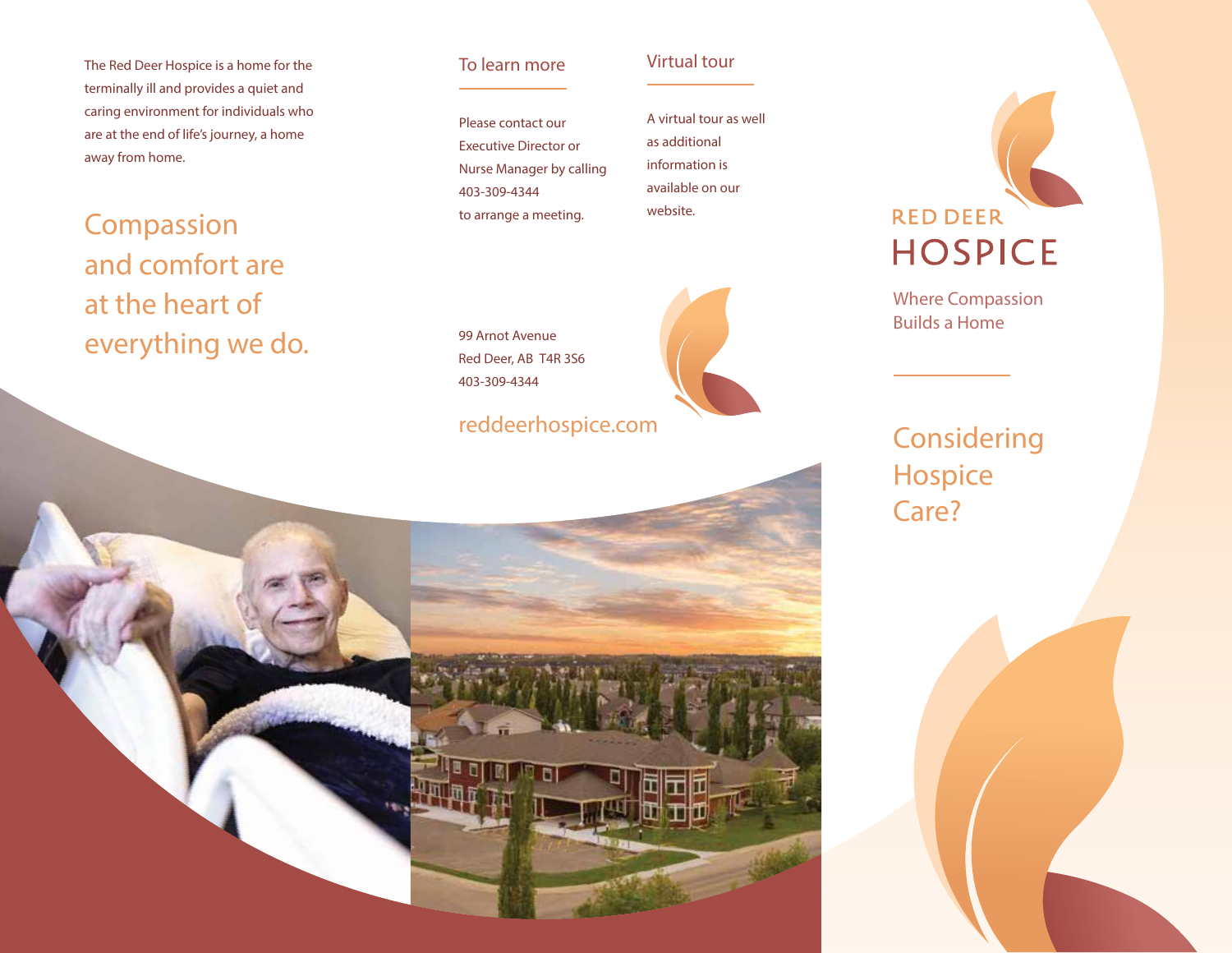The Red Deer Hospice is a home for the terminally ill and provides a quiet and caring environment for individuals who are at the end of life's journey, a home away from home.

## Compassion and comfort are at the heart of everything we do.

### To learn more

Please contact our Executive Director or Nurse Manager by calling 403-309-4344 to arrange a meeting.

### Virtual tour

A virtual tour as well as additional information is available on our website.

99 Arnot Avenue
Red Deer, AB T4R 3S6
403-309-4344

reddeerhospice.com

# RED DEER HOSPICE

Where Compassion Builds a Home

## Considering Hospice Care?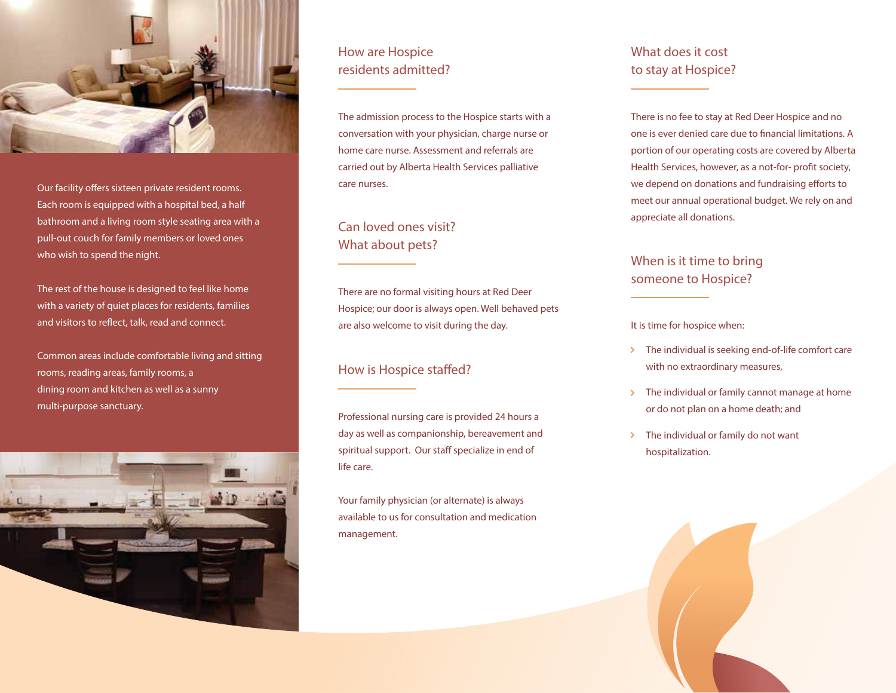Our facility offers sixteen private resident rooms. Each room is equipped with a hospital bed, a half bathroom and a living room style seating area with a pull-out couch for family members or loved ones who wish to spend the night.

The rest of the house is designed to feel like home with a variety of quiet places for residents, families and visitors to reflect, talk, read and connect.

Common areas include comfortable living and sitting rooms, reading areas, family rooms, a dining room and kitchen as well as a sunny multi-purpose sanctuary.

## How are Hospice residents admitted?

The admission process to the Hospice starts with a conversation with your physician, charge nurse or home care nurse. Assessment and referrals are carried out by Alberta Health Services palliative care nurses.

## Can loved ones visit? What about pets?

There are no formal visiting hours at Red Deer Hospice; our door is always open. Well behaved pets are also welcome to visit during the day.

## How is Hospice staffed?

Professional nursing care is provided 24 hours a day as well as companionship, bereavement and spiritual support. Our staff specialize in end of life care.

Your family physician (or alternate) is always available to us for consultation and medication management.

## What does it cost to stay at Hospice?

There is no fee to stay at Red Deer Hospice and no one is ever denied care due to financial limitations. A portion of our operating costs are covered by Alberta Health Services, however, as a not-for- profit society, we depend on donations and fundraising efforts to meet our annual operational budget. We rely on and appreciate all donations.

## When is it time to bring someone to Hospice?

It is time for hospice when:

- The individual is seeking end-of-life comfort care with no extraordinary measures,
- The individual or family cannot manage at home or do not plan on a home death; and
- The individual or family do not want hospitalization.